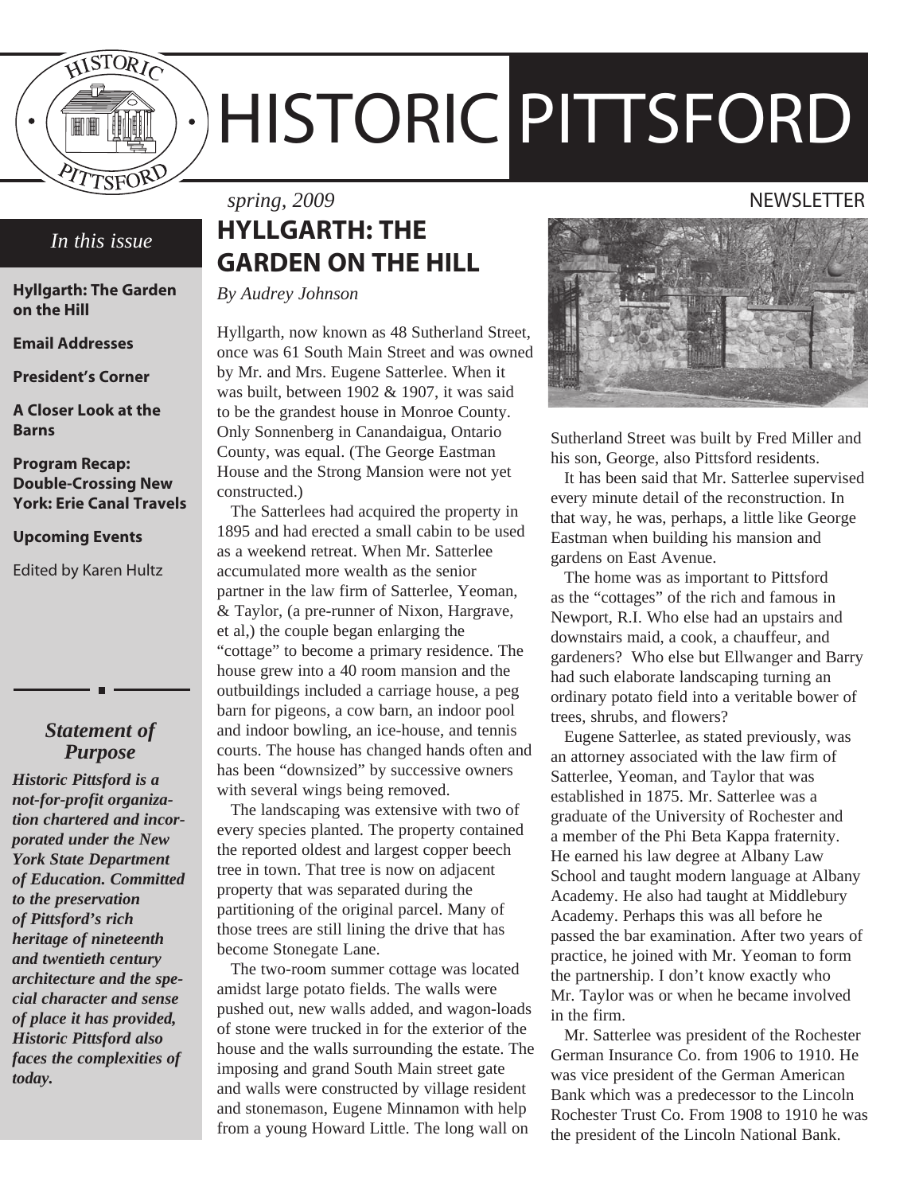# HISTORIC PITTSFORD

*spring, 2009*

NEWSLETTER

*In this issue*

**Hyllgarth: The Garden on the Hill**

**Email Addresses**

**President's Corner**

**A Closer Look at the Barns**

**Program Recap: Double-Crossing New York: Erie Canal Travels**

**Upcoming Events**

Edited by Karen Hultz

### *Statement of Purpose*

***Historic Pittsford is a not-for-profit organization chartered and incorporated under the New York State Department of Education. Committed to the preservation of Pittsford's rich heritage of nineteenth and twentieth century architecture and the special character and sense of place it has provided, Historic Pittsford also faces the complexities of today.***

## HYLLGARTH: THE GARDEN ON THE HILL

*By Audrey Johnson*

Hyllgarth, now known as 48 Sutherland Street, once was 61 South Main Street and was owned by Mr. and Mrs. Eugene Satterlee. When it was built, between 1902 & 1907, it was said to be the grandest house in Monroe County. Only Sonnenberg in Canandaigua, Ontario County, was equal. (The George Eastman House and the Strong Mansion were not yet constructed.)

The Satterlees had acquired the property in 1895 and had erected a small cabin to be used as a weekend retreat. When Mr. Satterlee accumulated more wealth as the senior partner in the law firm of Satterlee, Yeoman, & Taylor, (a pre-runner of Nixon, Hargrave, et al,) the couple began enlarging the "cottage" to become a primary residence. The house grew into a 40 room mansion and the outbuildings included a carriage house, a peg barn for pigeons, a cow barn, an indoor pool and indoor bowling, an ice-house, and tennis courts. The house has changed hands often and has been "downsized" by successive owners with several wings being removed.

The landscaping was extensive with two of every species planted. The property contained the reported oldest and largest copper beech tree in town. That tree is now on adjacent property that was separated during the partitioning of the original parcel. Many of those trees are still lining the drive that has become Stonegate Lane.

The two-room summer cottage was located amidst large potato fields. The walls were pushed out, new walls added, and wagon-loads of stone were trucked in for the exterior of the house and the walls surrounding the estate. The imposing and grand South Main street gate and walls were constructed by village resident and stonemason, Eugene Minnamon with help from a young Howard Little. The long wall on Sutherland Street was built by Fred Miller and his son, George, also Pittsford residents.

It has been said that Mr. Satterlee supervised every minute detail of the reconstruction. In that way, he was, perhaps, a little like George Eastman when building his mansion and gardens on East Avenue.

The home was as important to Pittsford as the "cottages" of the rich and famous in Newport, R.I. Who else had an upstairs and downstairs maid, a cook, a chauffeur, and gardeners? Who else but Ellwanger and Barry had such elaborate landscaping turning an ordinary potato field into a veritable bower of trees, shrubs, and flowers?

Eugene Satterlee, as stated previously, was an attorney associated with the law firm of Satterlee, Yeoman, and Taylor that was established in 1875. Mr. Satterlee was a graduate of the University of Rochester and a member of the Phi Beta Kappa fraternity. He earned his law degree at Albany Law School and taught modern language at Albany Academy. He also had taught at Middlebury Academy. Perhaps this was all before he passed the bar examination. After two years of practice, he joined with Mr. Yeoman to form the partnership. I don't know exactly who Mr. Taylor was or when he became involved in the firm.

Mr. Satterlee was president of the Rochester German Insurance Co. from 1906 to 1910. He was vice president of the German American Bank which was a predecessor to the Lincoln Rochester Trust Co. From 1908 to 1910 he was the president of the Lincoln National Bank.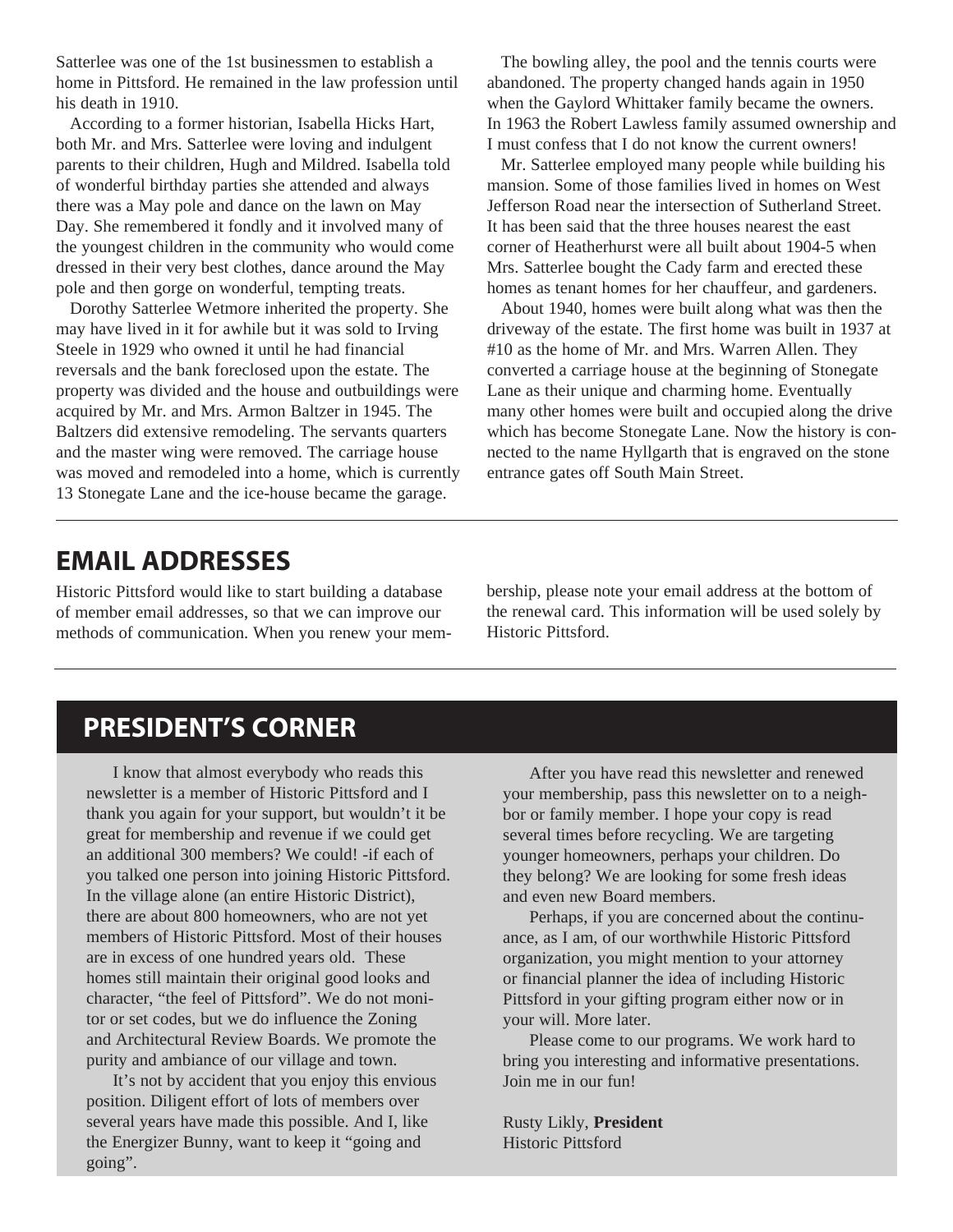Satterlee was one of the 1st businessmen to establish a home in Pittsford. He remained in the law profession until his death in 1910.

According to a former historian, Isabella Hicks Hart, both Mr. and Mrs. Satterlee were loving and indulgent parents to their children, Hugh and Mildred. Isabella told of wonderful birthday parties she attended and always there was a May pole and dance on the lawn on May Day. She remembered it fondly and it involved many of the youngest children in the community who would come dressed in their very best clothes, dance around the May pole and then gorge on wonderful, tempting treats.

Dorothy Satterlee Wetmore inherited the property. She may have lived in it for awhile but it was sold to Irving Steele in 1929 who owned it until he had financial reversals and the bank foreclosed upon the estate. The property was divided and the house and outbuildings were acquired by Mr. and Mrs. Armon Baltzer in 1945. The Baltzers did extensive remodeling. The servants quarters and the master wing were removed. The carriage house was moved and remodeled into a home, which is currently 13 Stonegate Lane and the ice-house became the garage.

The bowling alley, the pool and the tennis courts were abandoned. The property changed hands again in 1950 when the Gaylord Whittaker family became the owners. In 1963 the Robert Lawless family assumed ownership and I must confess that I do not know the current owners!

Mr. Satterlee employed many people while building his mansion. Some of those families lived in homes on West Jefferson Road near the intersection of Sutherland Street. It has been said that the three houses nearest the east corner of Heatherhurst were all built about 1904-5 when Mrs. Satterlee bought the Cady farm and erected these homes as tenant homes for her chauffeur, and gardeners.

About 1940, homes were built along what was then the driveway of the estate. The first home was built in 1937 at #10 as the home of Mr. and Mrs. Warren Allen. They converted a carriage house at the beginning of Stonegate Lane as their unique and charming home. Eventually many other homes were built and occupied along the drive which has become Stonegate Lane. Now the history is connected to the name Hyllgarth that is engraved on the stone entrance gates off South Main Street.

## EMAIL ADDRESSES

Historic Pittsford would like to start building a database of member email addresses, so that we can improve our methods of communication. When you renew your membership, please note your email address at the bottom of the renewal card. This information will be used solely by Historic Pittsford.

## PRESIDENT'S CORNER

I know that almost everybody who reads this newsletter is a member of Historic Pittsford and I thank you again for your support, but wouldn't it be great for membership and revenue if we could get an additional 300 members? We could! -if each of you talked one person into joining Historic Pittsford. In the village alone (an entire Historic District), there are about 800 homeowners, who are not yet members of Historic Pittsford. Most of their houses are in excess of one hundred years old. These homes still maintain their original good looks and character, "the feel of Pittsford". We do not monitor or set codes, but we do influence the Zoning and Architectural Review Boards. We promote the purity and ambiance of our village and town.

It's not by accident that you enjoy this envious position. Diligent effort of lots of members over several years have made this possible. And I, like the Energizer Bunny, want to keep it "going and going".

After you have read this newsletter and renewed your membership, pass this newsletter on to a neighbor or family member. I hope your copy is read several times before recycling. We are targeting younger homeowners, perhaps your children. Do they belong? We are looking for some fresh ideas and even new Board members.

Perhaps, if you are concerned about the continuance, as I am, of our worthwhile Historic Pittsford organization, you might mention to your attorney or financial planner the idea of including Historic Pittsford in your gifting program either now or in your will. More later.

Please come to our programs. We work hard to bring you interesting and informative presentations. Join me in our fun!

Rusty Likly, **President**
Historic Pittsford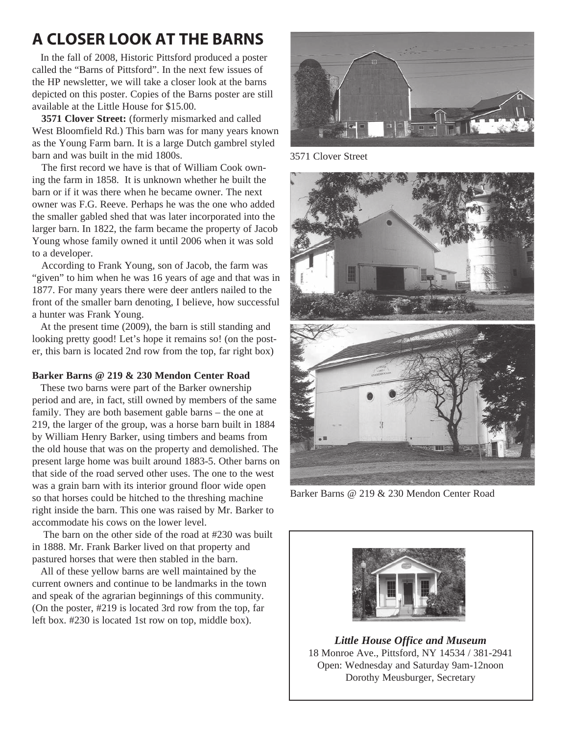# A CLOSER LOOK AT THE BARNS

In the fall of 2008, Historic Pittsford produced a poster called the "Barns of Pittsford". In the next few issues of the HP newsletter, we will take a closer look at the barns depicted on this poster. Copies of the Barns poster are still available at the Little House for $15.00.

**3571 Clover Street:** (formerly mismarked and called West Bloomfield Rd.) This barn was for many years known as the Young Farm barn. It is a large Dutch gambrel styled barn and was built in the mid 1800s.

The first record we have is that of William Cook owning the farm in 1858. It is unknown whether he built the barn or if it was there when he became owner. The next owner was F.G. Reeve. Perhaps he was the one who added the smaller gabled shed that was later incorporated into the larger barn. In 1822, the farm became the property of Jacob Young whose family owned it until 2006 when it was sold to a developer.

According to Frank Young, son of Jacob, the farm was "given" to him when he was 16 years of age and that was in 1877. For many years there were deer antlers nailed to the front of the smaller barn denoting, I believe, how successful a hunter was Frank Young.

At the present time (2009), the barn is still standing and looking pretty good! Let's hope it remains so! (on the poster, this barn is located 2nd row from the top, far right box)

**Barker Barns @ 219 & 230 Mendon Center Road**

These two barns were part of the Barker ownership period and are, in fact, still owned by members of the same family. They are both basement gable barns – the one at 219, the larger of the group, was a horse barn built in 1884 by William Henry Barker, using timbers and beams from the old house that was on the property and demolished. The present large home was built around 1883-5. Other barns on that side of the road served other uses. The one to the west was a grain barn with its interior ground floor wide open so that horses could be hitched to the threshing machine right inside the barn. This one was raised by Mr. Barker to accommodate his cows on the lower level.

The barn on the other side of the road at #230 was built in 1888. Mr. Frank Barker lived on that property and pastured horses that were then stabled in the barn.

All of these yellow barns are well maintained by the current owners and continue to be landmarks in the town and speak of the agrarian beginnings of this community. (On the poster, #219 is located 3rd row from the top, far left box. #230 is located 1st row on top, middle box).

3571 Clover Street

Barker Barns @ 219 & 230 Mendon Center Road

***Little House Office and Museum***
18 Monroe Ave., Pittsford, NY 14534 / 381-2941
Open: Wednesday and Saturday 9am-12noon
Dorothy Meusburger, Secretary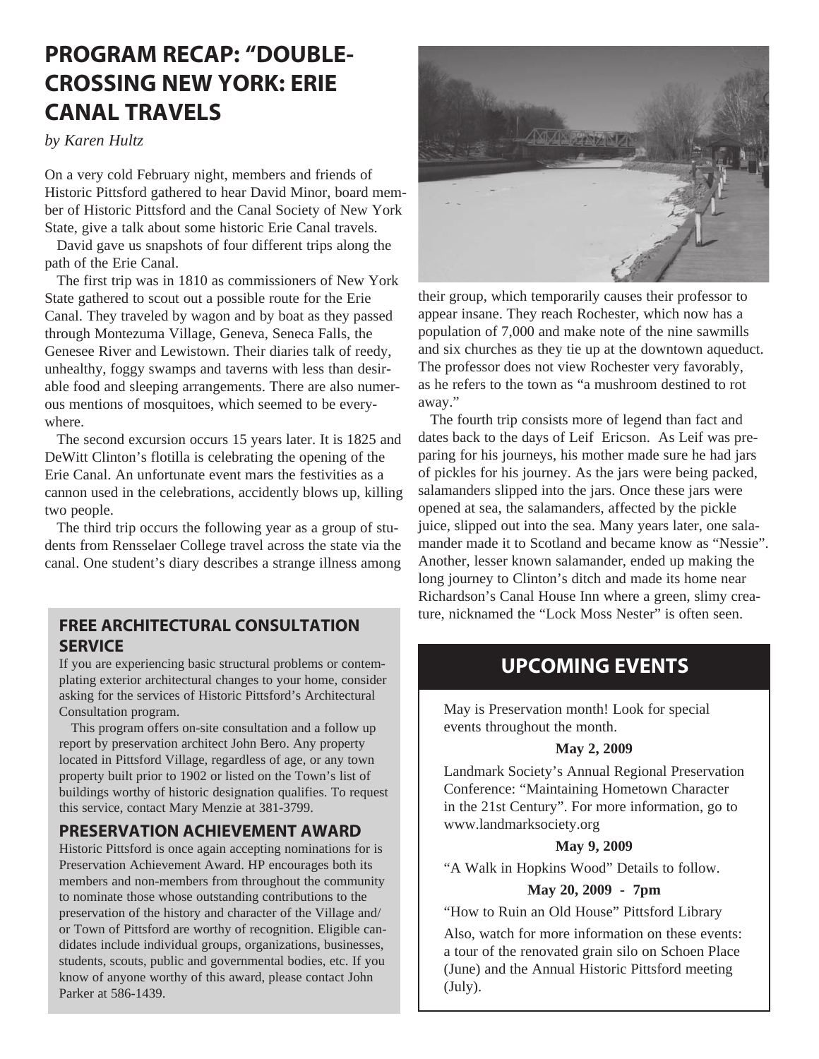## PROGRAM RECAP: "DOUBLE-CROSSING NEW YORK: ERIE CANAL TRAVELS

*by Karen Hultz*

On a very cold February night, members and friends of Historic Pittsford gathered to hear David Minor, board member of Historic Pittsford and the Canal Society of New York State, give a talk about some historic Erie Canal travels.

David gave us snapshots of four different trips along the path of the Erie Canal.

The first trip was in 1810 as commissioners of New York State gathered to scout out a possible route for the Erie Canal. They traveled by wagon and by boat as they passed through Montezuma Village, Geneva, Seneca Falls, the Genesee River and Lewistown. Their diaries talk of reedy, unhealthy, foggy swamps and taverns with less than desirable food and sleeping arrangements. There are also numerous mentions of mosquitoes, which seemed to be everywhere.

The second excursion occurs 15 years later. It is 1825 and DeWitt Clinton's flotilla is celebrating the opening of the Erie Canal. An unfortunate event mars the festivities as a cannon used in the celebrations, accidently blows up, killing two people.

The third trip occurs the following year as a group of students from Rensselaer College travel across the state via the canal. One student's diary describes a strange illness among their group, which temporarily causes their professor to appear insane. They reach Rochester, which now has a population of 7,000 and make note of the nine sawmills and six churches as they tie up at the downtown aqueduct. The professor does not view Rochester very favorably, as he refers to the town as "a mushroom destined to rot away."

The fourth trip consists more of legend than fact and dates back to the days of Leif Ericson. As Leif was preparing for his journeys, his mother made sure he had jars of pickles for his journey. As the jars were being packed, salamanders slipped into the jars. Once these jars were opened at sea, the salamanders, affected by the pickle juice, slipped out into the sea. Many years later, one salamander made it to Scotland and became know as "Nessie". Another, lesser known salamander, ended up making the long journey to Clinton's ditch and made its home near Richardson's Canal House Inn where a green, slimy creature, nicknamed the "Lock Moss Nester" is often seen.

### FREE ARCHITECTURAL CONSULTATION SERVICE

If you are experiencing basic structural problems or contemplating exterior architectural changes to your home, consider asking for the services of Historic Pittsford's Architectural Consultation program.

This program offers on-site consultation and a follow up report by preservation architect John Bero. Any property located in Pittsford Village, regardless of age, or any town property built prior to 1902 or listed on the Town's list of buildings worthy of historic designation qualifies. To request this service, contact Mary Menzie at 381-3799.

### PRESERVATION ACHIEVEMENT AWARD

Historic Pittsford is once again accepting nominations for is Preservation Achievement Award. HP encourages both its members and non-members from throughout the community to nominate those whose outstanding contributions to the preservation of the history and character of the Village and/or Town of Pittsford are worthy of recognition. Eligible candidates include individual groups, organizations, businesses, students, scouts, public and governmental bodies, etc. If you know of anyone worthy of this award, please contact John Parker at 586-1439.

## UPCOMING EVENTS

May is Preservation month! Look for special events throughout the month.

**May 2, 2009**

Landmark Society's Annual Regional Preservation Conference: "Maintaining Hometown Character in the 21st Century". For more information, go to www.landmarksociety.org

**May 9, 2009**

"A Walk in Hopkins Wood" Details to follow.

**May 20, 2009 - 7pm**

"How to Ruin an Old House" Pittsford Library

Also, watch for more information on these events: a tour of the renovated grain silo on Schoen Place (June) and the Annual Historic Pittsford meeting (July).